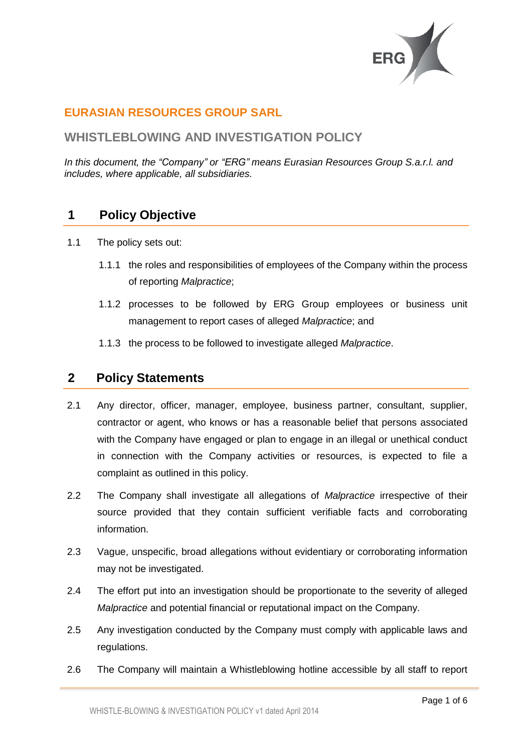# EURASIAN RESOURCES GROUP SARL

## WHISTLEBLOWING AND INVESTIGATION POLICY

*In this document, the "Company" or "ERG" means Eurasian Resources Group S.a.r.l. and includes, where applicable, all subsidiaries.*

## 1 Policy Objective

1.1 The policy sets out:

1.1.1 the roles and responsibilities of employees of the Company within the process of reporting *Malpractice*;

1.1.2 processes to be followed by ERG Group employees or business unit management to report cases of alleged *Malpractice*; and

1.1.3 the process to be followed to investigate alleged *Malpractice*.

## 2 Policy Statements

2.1 Any director, officer, manager, employee, business partner, consultant, supplier, contractor or agent, who knows or has a reasonable belief that persons associated with the Company have engaged or plan to engage in an illegal or unethical conduct in connection with the Company activities or resources, is expected to file a complaint as outlined in this policy.

2.2 The Company shall investigate all allegations of *Malpractice* irrespective of their source provided that they contain sufficient verifiable facts and corroborating information.

2.3 Vague, unspecific, broad allegations without evidentiary or corroborating information may not be investigated.

2.4 The effort put into an investigation should be proportionate to the severity of alleged *Malpractice* and potential financial or reputational impact on the Company.

2.5 Any investigation conducted by the Company must comply with applicable laws and regulations.

2.6 The Company will maintain a Whistleblowing hotline accessible by all staff to report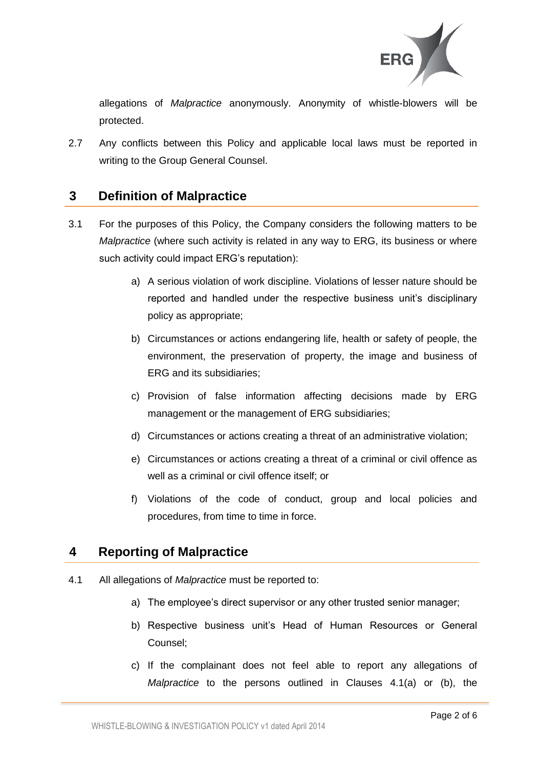allegations of *Malpractice* anonymously. Anonymity of whistle-blowers will be protected.

2.7 Any conflicts between this Policy and applicable local laws must be reported in writing to the Group General Counsel.

## 3 Definition of Malpractice

3.1 For the purposes of this Policy, the Company considers the following matters to be *Malpractice* (where such activity is related in any way to ERG, its business or where such activity could impact ERG's reputation):

a) A serious violation of work discipline. Violations of lesser nature should be reported and handled under the respective business unit's disciplinary policy as appropriate;

b) Circumstances or actions endangering life, health or safety of people, the environment, the preservation of property, the image and business of ERG and its subsidiaries;

c) Provision of false information affecting decisions made by ERG management or the management of ERG subsidiaries;

d) Circumstances or actions creating a threat of an administrative violation;

e) Circumstances or actions creating a threat of a criminal or civil offence as well as a criminal or civil offence itself; or

f) Violations of the code of conduct, group and local policies and procedures, from time to time in force.

## 4 Reporting of Malpractice

4.1 All allegations of *Malpractice* must be reported to:

a) The employee's direct supervisor or any other trusted senior manager;

b) Respective business unit's Head of Human Resources or General Counsel;

c) If the complainant does not feel able to report any allegations of *Malpractice* to the persons outlined in Clauses 4.1(a) or (b), the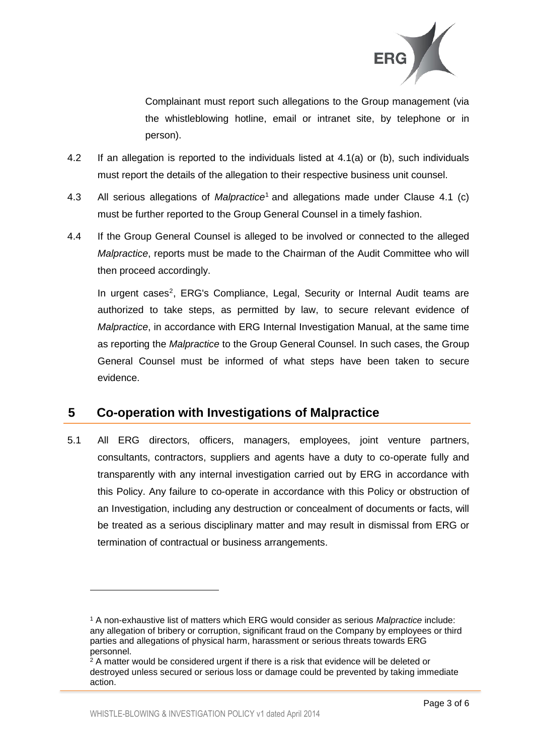Complainant must report such allegations to the Group management (via the whistleblowing hotline, email or intranet site, by telephone or in person).

4.2 If an allegation is reported to the individuals listed at 4.1(a) or (b), such individuals must report the details of the allegation to their respective business unit counsel.

4.3 All serious allegations of *Malpractice*[1] and allegations made under Clause 4.1 (c) must be further reported to the Group General Counsel in a timely fashion.

4.4 If the Group General Counsel is alleged to be involved or connected to the alleged *Malpractice*, reports must be made to the Chairman of the Audit Committee who will then proceed accordingly.

In urgent cases[2], ERG's Compliance, Legal, Security or Internal Audit teams are authorized to take steps, as permitted by law, to secure relevant evidence of *Malpractice*, in accordance with ERG Internal Investigation Manual, at the same time as reporting the *Malpractice* to the Group General Counsel. In such cases, the Group General Counsel must be informed of what steps have been taken to secure evidence.

## 5 Co-operation with Investigations of Malpractice

5.1 All ERG directors, officers, managers, employees, joint venture partners, consultants, contractors, suppliers and agents have a duty to co-operate fully and transparently with any internal investigation carried out by ERG in accordance with this Policy. Any failure to co-operate in accordance with this Policy or obstruction of an Investigation, including any destruction or concealment of documents or facts, will be treated as a serious disciplinary matter and may result in dismissal from ERG or termination of contractual or business arrangements.

---

[1] A non-exhaustive list of matters which ERG would consider as serious *Malpractice* include: any allegation of bribery or corruption, significant fraud on the Company by employees or third parties and allegations of physical harm, harassment or serious threats towards ERG personnel.

[2] A matter would be considered urgent if there is a risk that evidence will be deleted or destroyed unless secured or serious loss or damage could be prevented by taking immediate action.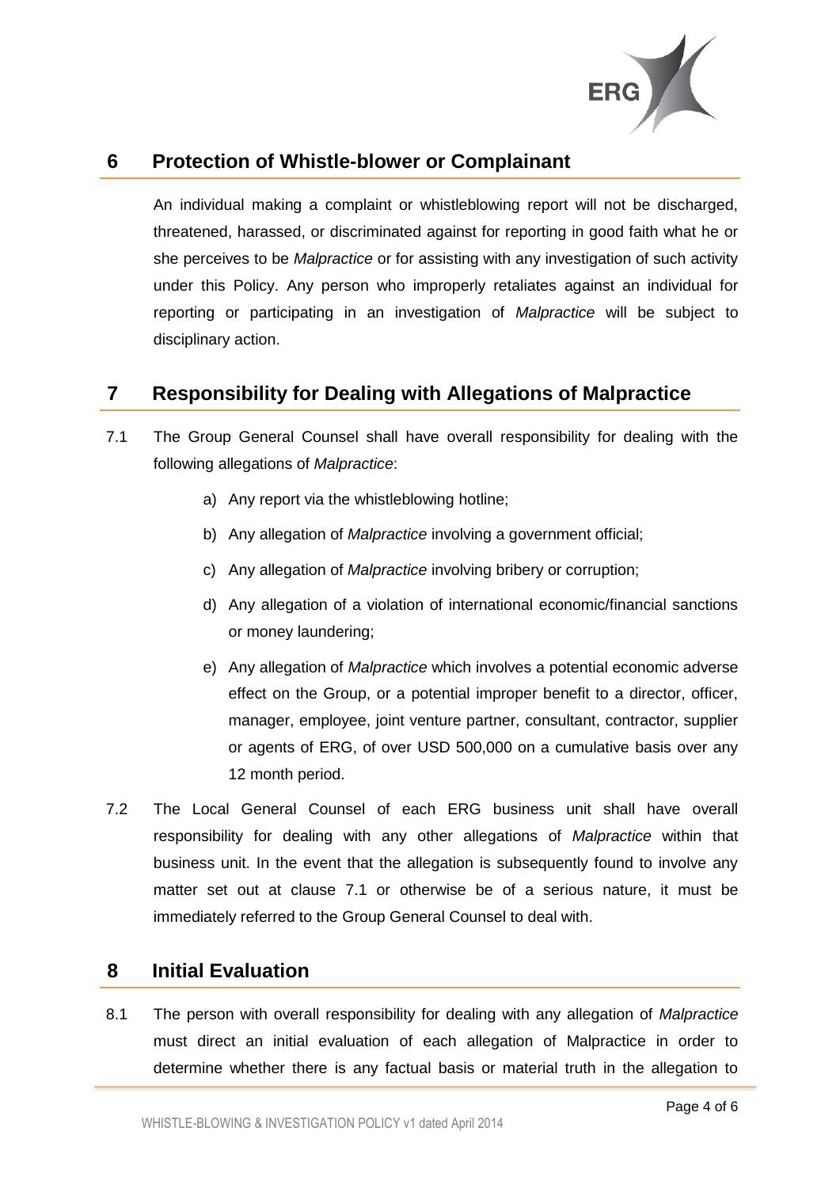## 6 Protection of Whistle-blower or Complainant

An individual making a complaint or whistleblowing report will not be discharged, threatened, harassed, or discriminated against for reporting in good faith what he or she perceives to be *Malpractice* or for assisting with any investigation of such activity under this Policy. Any person who improperly retaliates against an individual for reporting or participating in an investigation of *Malpractice* will be subject to disciplinary action.

## 7 Responsibility for Dealing with Allegations of Malpractice

7.1 The Group General Counsel shall have overall responsibility for dealing with the following allegations of *Malpractice*:

a) Any report via the whistleblowing hotline;

b) Any allegation of *Malpractice* involving a government official;

c) Any allegation of *Malpractice* involving bribery or corruption;

d) Any allegation of a violation of international economic/financial sanctions or money laundering;

e) Any allegation of *Malpractice* which involves a potential economic adverse effect on the Group, or a potential improper benefit to a director, officer, manager, employee, joint venture partner, consultant, contractor, supplier or agents of ERG, of over USD 500,000 on a cumulative basis over any 12 month period.

7.2 The Local General Counsel of each ERG business unit shall have overall responsibility for dealing with any other allegations of *Malpractice* within that business unit. In the event that the allegation is subsequently found to involve any matter set out at clause 7.1 or otherwise be of a serious nature, it must be immediately referred to the Group General Counsel to deal with.

## 8 Initial Evaluation

8.1 The person with overall responsibility for dealing with any allegation of *Malpractice* must direct an initial evaluation of each allegation of Malpractice in order to determine whether there is any factual basis or material truth in the allegation to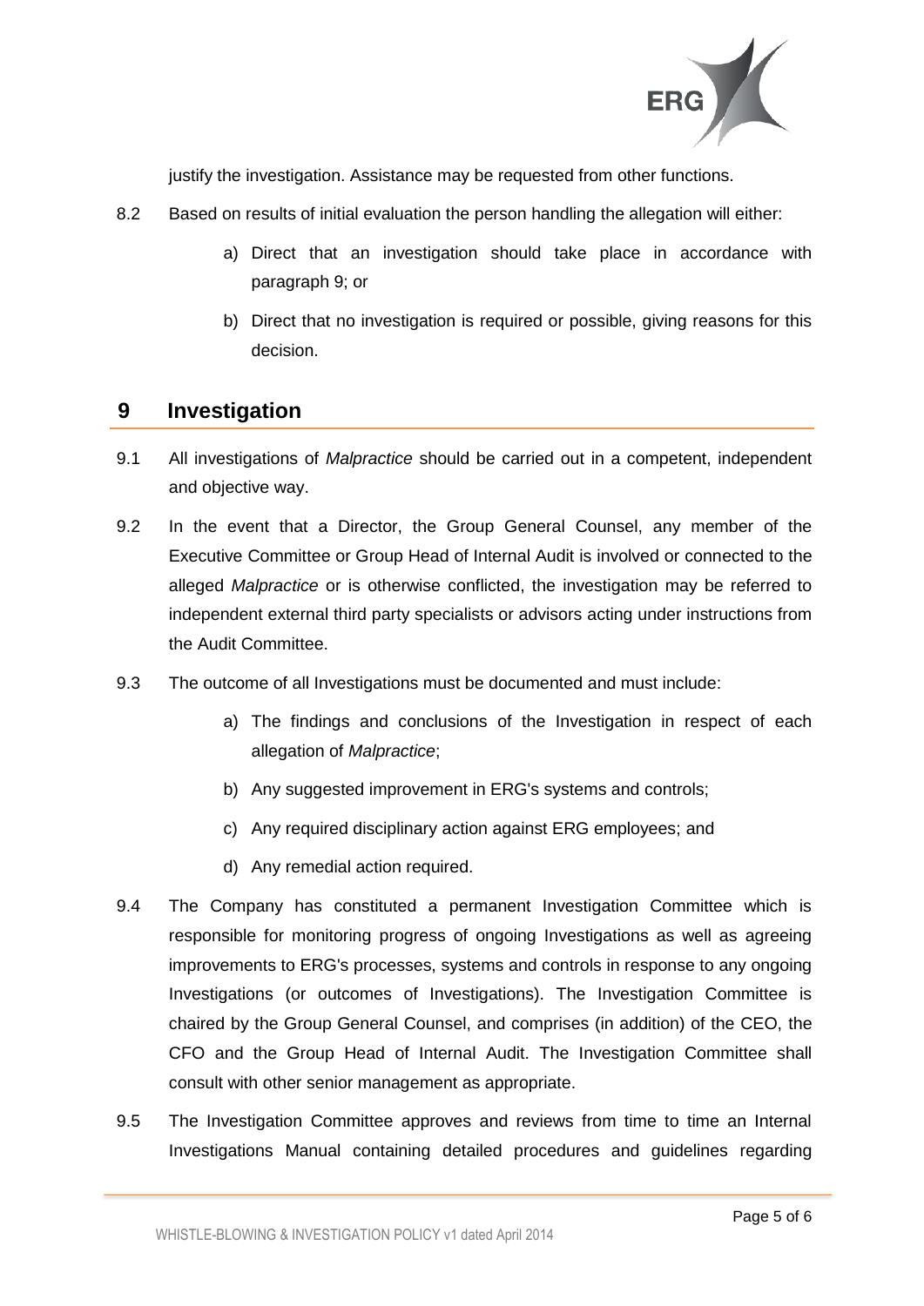justify the investigation. Assistance may be requested from other functions.

8.2 Based on results of initial evaluation the person handling the allegation will either:

a) Direct that an investigation should take place in accordance with paragraph 9; or

b) Direct that no investigation is required or possible, giving reasons for this decision.

## 9 Investigation

9.1 All investigations of *Malpractice* should be carried out in a competent, independent and objective way.

9.2 In the event that a Director, the Group General Counsel, any member of the Executive Committee or Group Head of Internal Audit is involved or connected to the alleged *Malpractice* or is otherwise conflicted, the investigation may be referred to independent external third party specialists or advisors acting under instructions from the Audit Committee.

9.3 The outcome of all Investigations must be documented and must include:

a) The findings and conclusions of the Investigation in respect of each allegation of *Malpractice*;

b) Any suggested improvement in ERG's systems and controls;

c) Any required disciplinary action against ERG employees; and

d) Any remedial action required.

9.4 The Company has constituted a permanent Investigation Committee which is responsible for monitoring progress of ongoing Investigations as well as agreeing improvements to ERG's processes, systems and controls in response to any ongoing Investigations (or outcomes of Investigations). The Investigation Committee is chaired by the Group General Counsel, and comprises (in addition) of the CEO, the CFO and the Group Head of Internal Audit. The Investigation Committee shall consult with other senior management as appropriate.

9.5 The Investigation Committee approves and reviews from time to time an Internal Investigations Manual containing detailed procedures and guidelines regarding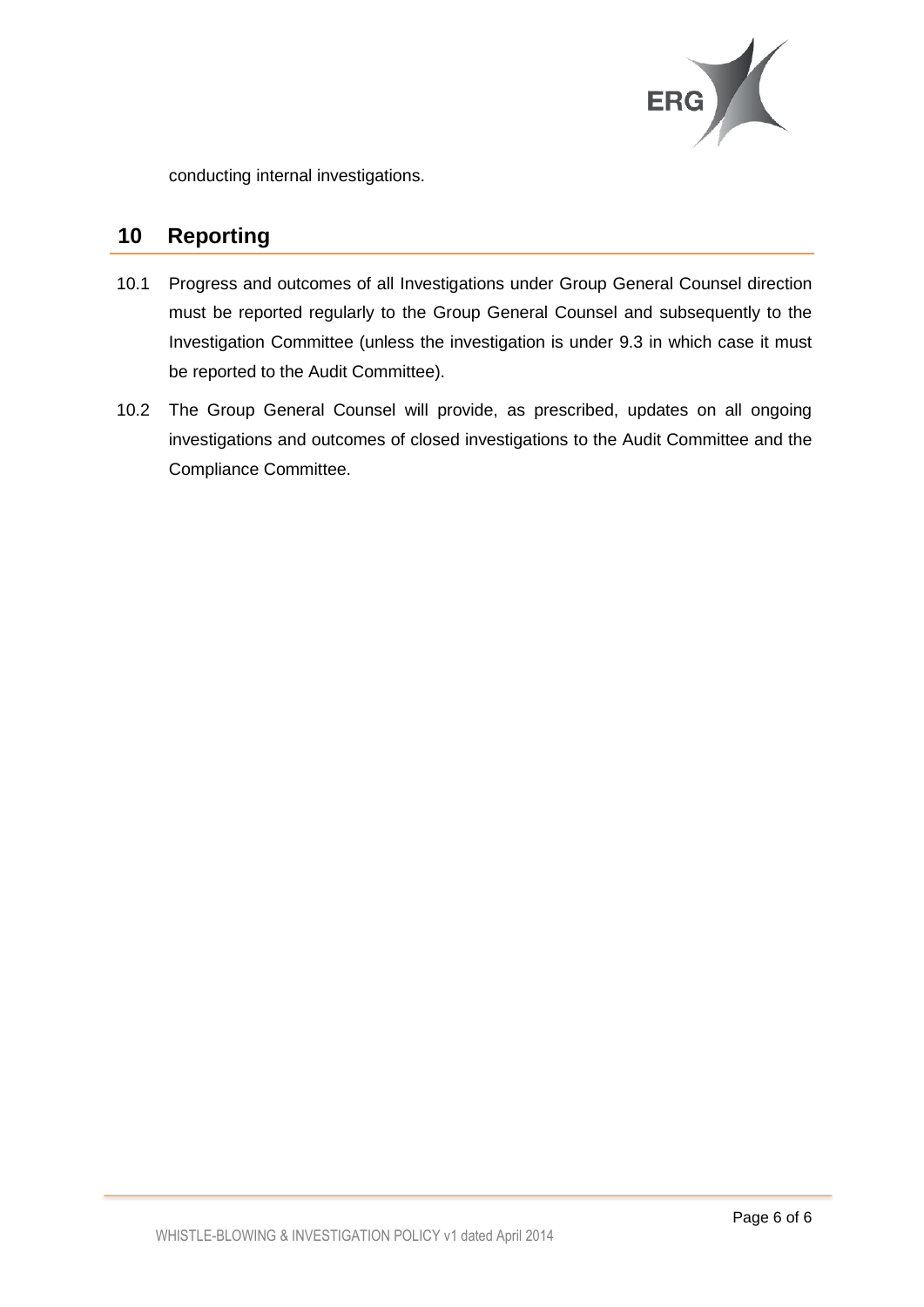conducting internal investigations.

## 10 Reporting

10.1 Progress and outcomes of all Investigations under Group General Counsel direction must be reported regularly to the Group General Counsel and subsequently to the Investigation Committee (unless the investigation is under 9.3 in which case it must be reported to the Audit Committee).

10.2 The Group General Counsel will provide, as prescribed, updates on all ongoing investigations and outcomes of closed investigations to the Audit Committee and the Compliance Committee.